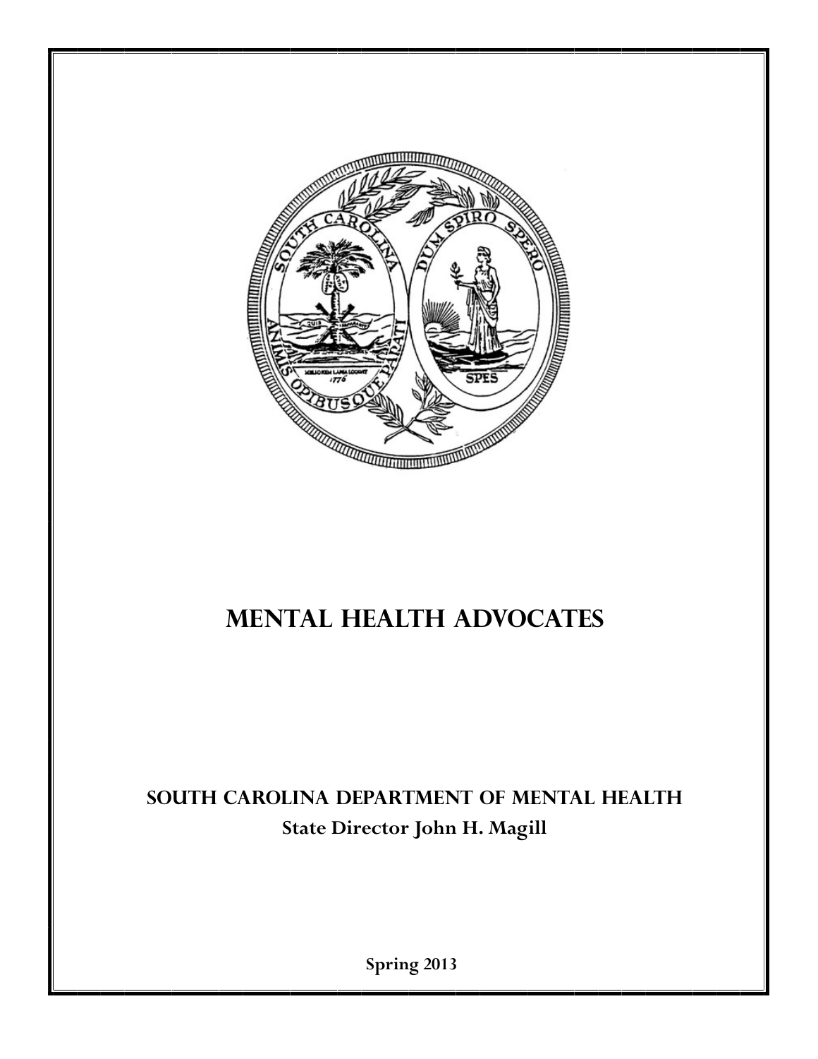# MENTAL HEALTH ADVOCATES

## SOUTH CAROLINA DEPARTMENT OF MENTAL HEALTH

**State Director John H. Magill**

**Spring 2013**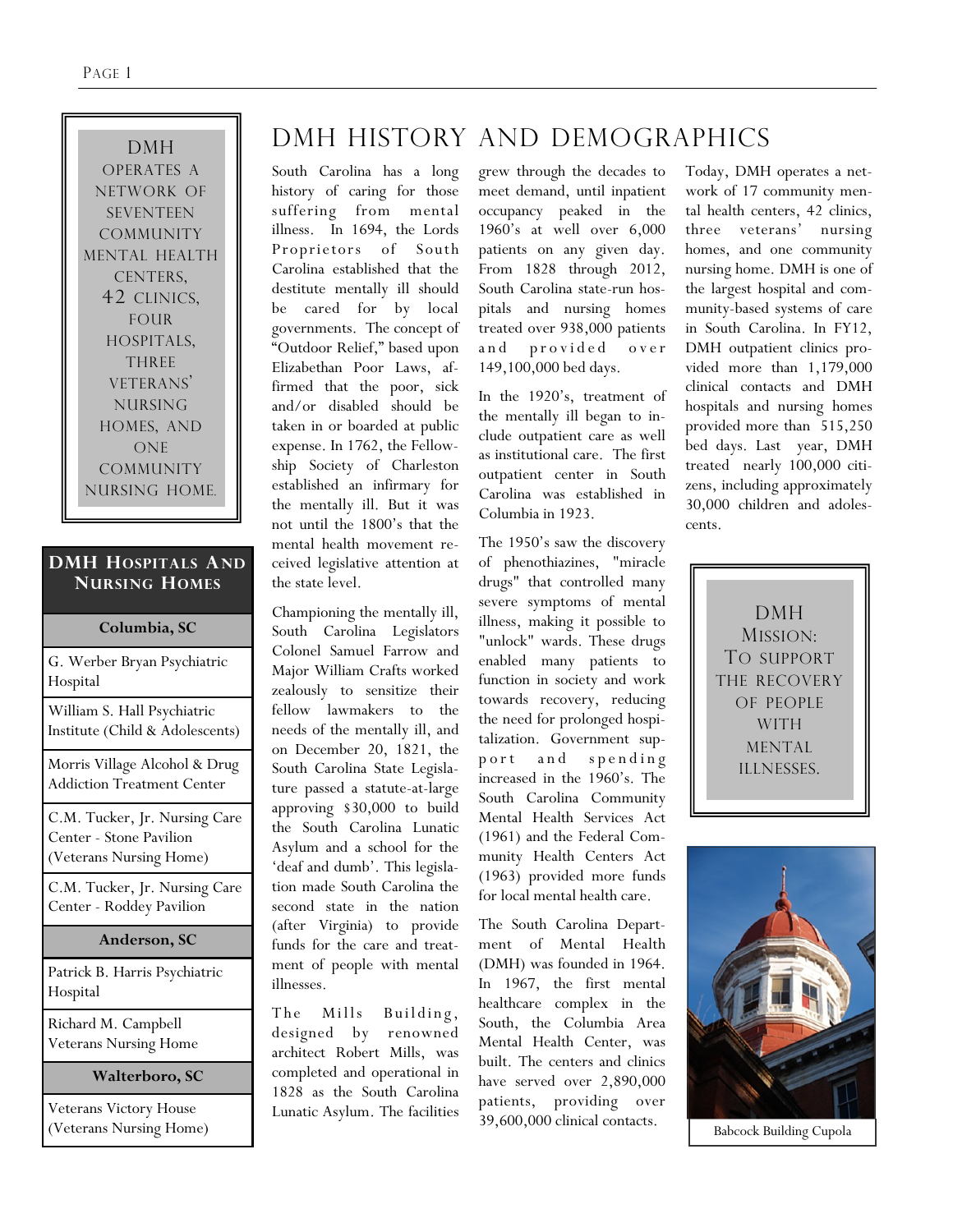DMH operates a network of seventeen community mental health centers, 42 clinics, four hospitals, three veterans' nursing homes, and one community nursing home.

| DMH Hospitals And Nursing Homes |
|---|
| **Columbia, SC** |
| G. Werber Bryan Psychiatric Hospital |
| William S. Hall Psychiatric Institute (Child & Adolescents) |
| Morris Village Alcohol & Drug Addiction Treatment Center |
| C.M. Tucker, Jr. Nursing Care Center - Stone Pavilion (Veterans Nursing Home) |
| C.M. Tucker, Jr. Nursing Care Center - Roddey Pavilion |
| **Anderson, SC** |
| Patrick B. Harris Psychiatric Hospital |
| Richard M. Campbell Veterans Nursing Home |
| **Walterboro, SC** |
| Veterans Victory House (Veterans Nursing Home) |

# DMH History and Demographics

South Carolina has a long history of caring for those suffering from mental illness. In 1694, the Lords Proprietors of South Carolina established that the destitute mentally ill should be cared for by local governments. The concept of "Outdoor Relief," based upon Elizabethan Poor Laws, affirmed that the poor, sick and/or disabled should be taken in or boarded at public expense. In 1762, the Fellowship Society of Charleston established an infirmary for the mentally ill. But it was not until the 1800's that the mental health movement received legislative attention at the state level.

Championing the mentally ill, South Carolina Legislators Colonel Samuel Farrow and Major William Crafts worked zealously to sensitize their fellow lawmakers to the needs of the mentally ill, and on December 20, 1821, the South Carolina State Legislature passed a statute-at-large approving $30,000 to build the South Carolina Lunatic Asylum and a school for the 'deaf and dumb'. This legislation made South Carolina the second state in the nation (after Virginia) to provide funds for the care and treatment of people with mental illnesses.

The Mills Building, designed by renowned architect Robert Mills, was completed and operational in 1828 as the South Carolina Lunatic Asylum. The facilities grew through the decades to meet demand, until inpatient occupancy peaked in the 1960's at well over 6,000 patients on any given day. From 1828 through 2012, South Carolina state-run hospitals and nursing homes treated over 938,000 patients and provided over 149,100,000 bed days.

In the 1920's, treatment of the mentally ill began to include outpatient care as well as institutional care. The first outpatient center in South Carolina was established in Columbia in 1923.

The 1950's saw the discovery of phenothiazines, "miracle drugs" that controlled many severe symptoms of mental illness, making it possible to "unlock" wards. These drugs enabled many patients to function in society and work towards recovery, reducing the need for prolonged hospitalization. Government support and spending increased in the 1960's. The South Carolina Community Mental Health Services Act (1961) and the Federal Community Health Centers Act (1963) provided more funds for local mental health care.

The South Carolina Department of Mental Health (DMH) was founded in 1964. In 1967, the first mental healthcare complex in the South, the Columbia Area Mental Health Center, was built. The centers and clinics have served over 2,890,000 patients, providing over 39,600,000 clinical contacts.

Today, DMH operates a network of 17 community mental health centers, 42 clinics, three veterans' nursing homes, and one community nursing home. DMH is one of the largest hospital and community-based systems of care in South Carolina. In FY12, DMH outpatient clinics provided more than 1,179,000 clinical contacts and DMH hospitals and nursing homes provided more than 515,250 bed days. Last year, DMH treated nearly 100,000 citizens, including approximately 30,000 children and adolescents.

DMH Mission: To support the recovery of people with mental illnesses.

Babcock Building Cupola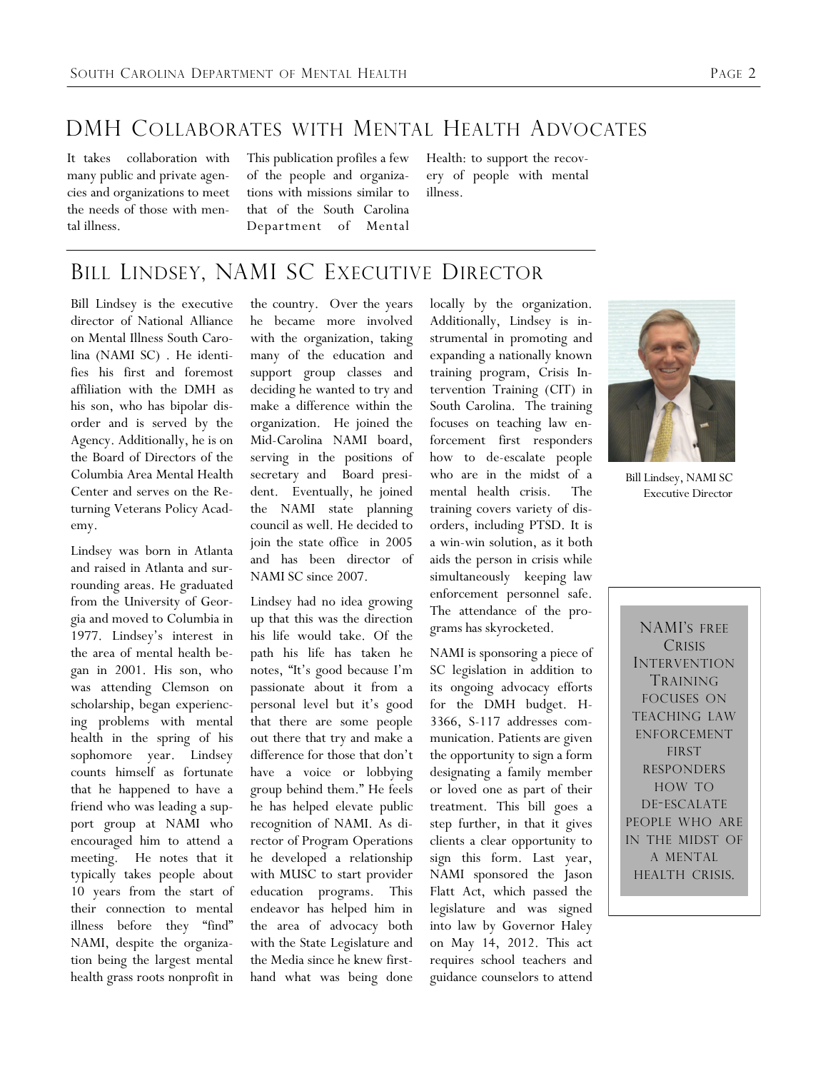# DMH Collaborates with Mental Health Advocates

It takes collaboration with many public and private agencies and organizations to meet the needs of those with mental illness. This publication profiles a few of the people and organizations with missions similar to that of the South Carolina Department of Mental Health: to support the recovery of people with mental illness.

## Bill Lindsey, NAMI SC Executive Director

Bill Lindsey is the executive director of National Alliance on Mental Illness South Carolina (NAMI SC) . He identifies his first and foremost affiliation with the DMH as his son, who has bipolar disorder and is served by the Agency. Additionally, he is on the Board of Directors of the Columbia Area Mental Health Center and serves on the Returning Veterans Policy Academy.

Lindsey was born in Atlanta and raised in Atlanta and surrounding areas. He graduated from the University of Georgia and moved to Columbia in 1977. Lindsey's interest in the area of mental health began in 2001. His son, who was attending Clemson on scholarship, began experiencing problems with mental health in the spring of his sophomore year. Lindsey counts himself as fortunate that he happened to have a friend who was leading a support group at NAMI who encouraged him to attend a meeting. He notes that it typically takes people about 10 years from the start of their connection to mental illness before they "find" NAMI, despite the organization being the largest mental health grass roots nonprofit in the country. Over the years he became more involved with the organization, taking many of the education and support group classes and deciding he wanted to try and make a difference within the organization. He joined the Mid-Carolina NAMI board, serving in the positions of secretary and Board president. Eventually, he joined the NAMI state planning council as well. He decided to join the state office in 2005 and has been director of NAMI SC since 2007.

Lindsey had no idea growing up that this was the direction his life would take. Of the path his life has taken he notes, "It's good because I'm passionate about it from a personal level but it's good that there are some people out there that try and make a difference for those that don't have a voice or lobbying group behind them." He feels he has helped elevate public recognition of NAMI. As director of Program Operations he developed a relationship with MUSC to start provider education programs. This endeavor has helped him in the area of advocacy both with the State Legislature and the Media since he knew first-hand what was being done locally by the organization. Additionally, Lindsey is instrumental in promoting and expanding a nationally known training program, Crisis Intervention Training (CIT) in South Carolina. The training focuses on teaching law enforcement first responders how to de-escalate people who are in the midst of a mental health crisis. The training covers variety of disorders, including PTSD. It is a win-win solution, as it both aids the person in crisis while simultaneously keeping law enforcement personnel safe. The attendance of the programs has skyrocketed.

Bill Lindsey, NAMI SC Executive Director

> NAMI's free Crisis Intervention Training focuses on teaching law enforcement first responders how to de-escalate people who are in the midst of a mental health crisis.

NAMI is sponsoring a piece of SC legislation in addition to its ongoing advocacy efforts for the DMH budget. H-3366, S-117 addresses communication. Patients are given the opportunity to sign a form designating a family member or loved one as part of their treatment. This bill goes a step further, in that it gives clients a clear opportunity to sign this form. Last year, NAMI sponsored the Jason Flatt Act, which passed the legislature and was signed into law by Governor Haley on May 14, 2012. This act requires school teachers and guidance counselors to attend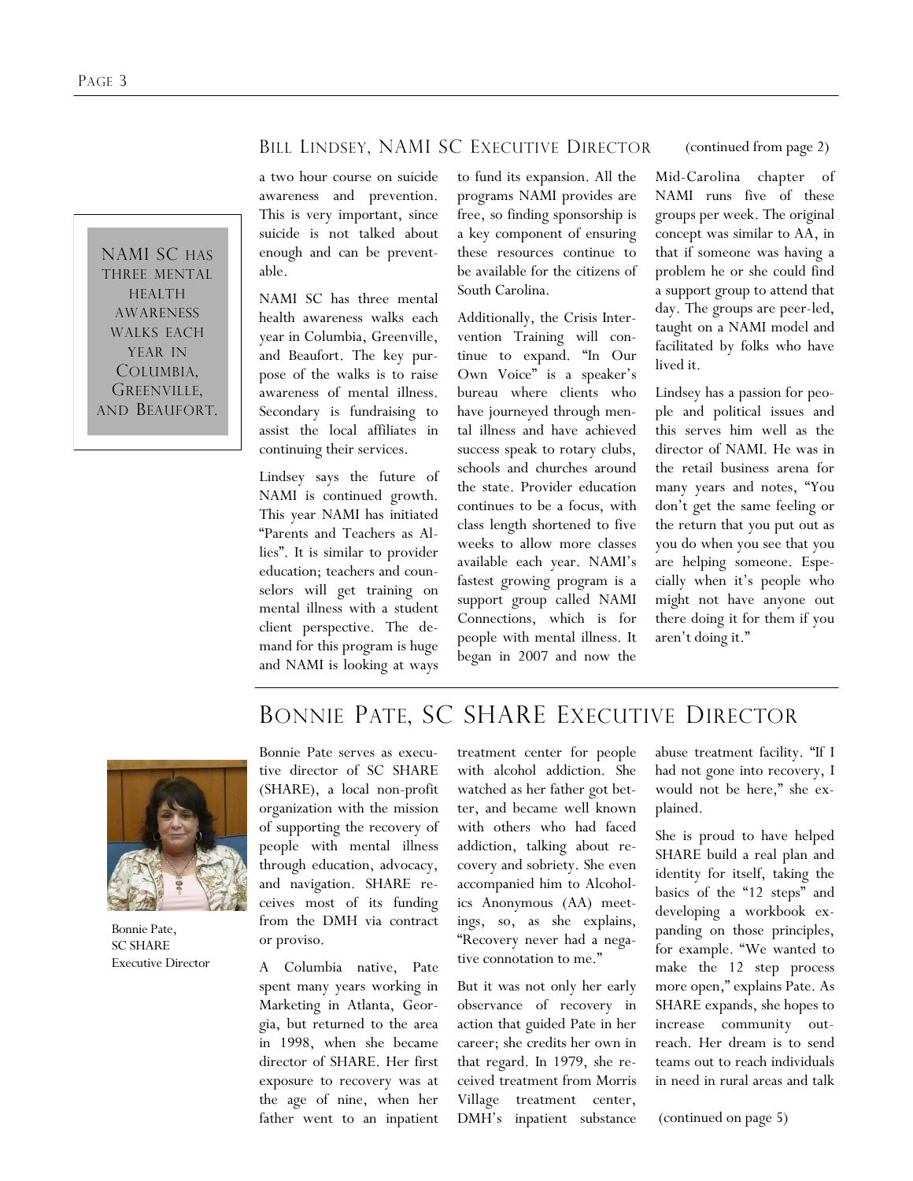## Bill Lindsey, NAMI SC Executive Director

(continued from page 2)

a two hour course on suicide awareness and prevention. This is very important, since suicide is not talked about enough and can be preventable.

NAMI SC has three mental health awareness walks each year in Columbia, Greenville, and Beaufort. The key purpose of the walks is to raise awareness of mental illness. Secondary is fundraising to assist the local affiliates in continuing their services.

> NAMI SC has three mental health awareness walks each year in Columbia, Greenville, and Beaufort.

Lindsey says the future of NAMI is continued growth. This year NAMI has initiated "Parents and Teachers as Allies". It is similar to provider education; teachers and counselors will get training on mental illness with a student client perspective. The demand for this program is huge and NAMI is looking at ways to fund its expansion. All the programs NAMI provides are free, so finding sponsorship is a key component of ensuring these resources continue to be available for the citizens of South Carolina.

Additionally, the Crisis Intervention Training will continue to expand. "In Our Own Voice" is a speaker's bureau where clients who have journeyed through mental illness and have achieved success speak to rotary clubs, schools and churches around the state. Provider education continues to be a focus, with class length shortened to five weeks to allow more classes available each year. NAMI's fastest growing program is a support group called NAMI Connections, which is for people with mental illness. It began in 2007 and now the Mid-Carolina chapter of NAMI runs five of these groups per week. The original concept was similar to AA, in that if someone was having a problem he or she could find a support group to attend that day. The groups are peer-led, taught on a NAMI model and facilitated by folks who have lived it.

Lindsey has a passion for people and political issues and this serves him well as the director of NAMI. He was in the retail business arena for many years and notes, "You don't get the same feeling or the return that you put out as you do when you see that you are helping someone. Especially when it's people who might not have anyone out there doing it for them if you aren't doing it."

## Bonnie Pate, SC SHARE Executive Director

Bonnie Pate, SC SHARE Executive Director

Bonnie Pate serves as executive director of SC SHARE (SHARE), a local non-profit organization with the mission of supporting the recovery of people with mental illness through education, advocacy, and navigation. SHARE receives most of its funding from the DMH via contract or proviso.

A Columbia native, Pate spent many years working in Marketing in Atlanta, Georgia, but returned to the area in 1998, when she became director of SHARE. Her first exposure to recovery was at the age of nine, when her father went to an inpatient treatment center for people with alcohol addiction. She watched as her father got better, and became well known with others who had faced addiction, talking about recovery and sobriety. She even accompanied him to Alcoholics Anonymous (AA) meetings, so, as she explains, "Recovery never had a negative connotation to me."

But it was not only her early observance of recovery in action that guided Pate in her career; she credits her own in that regard. In 1979, she received treatment from Morris Village treatment center, DMH's inpatient substance abuse treatment facility. "If I had not gone into recovery, I would not be here," she explained.

She is proud to have helped SHARE build a real plan and identity for itself, taking the basics of the "12 steps" and developing a workbook expanding on those principles, for example. "We wanted to make the 12 step process more open," explains Pate. As SHARE expands, she hopes to increase community outreach. Her dream is to send teams out to reach individuals in need in rural areas and talk

(continued on page 5)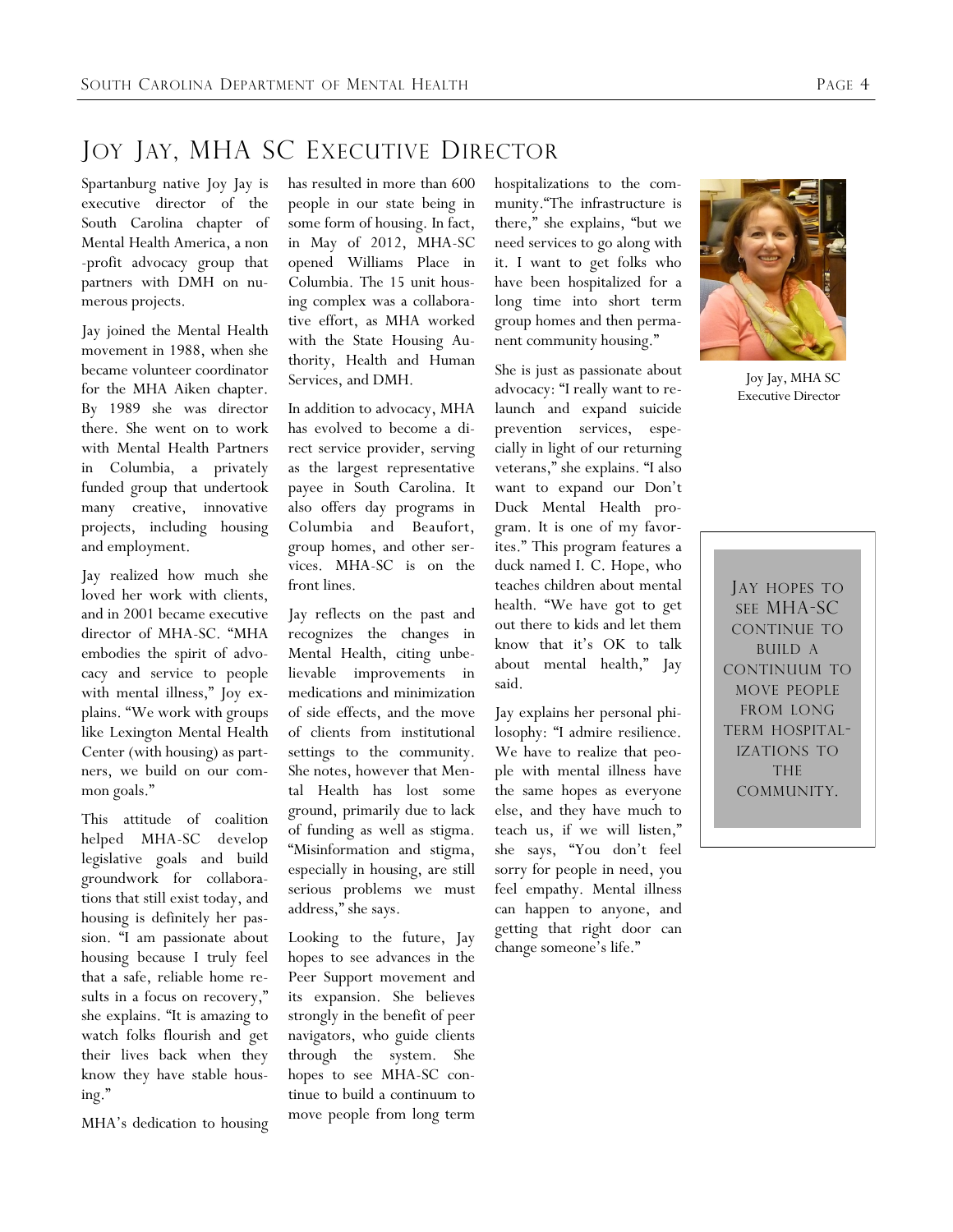# Joy Jay, MHA SC Executive Director

Spartanburg native Joy Jay is executive director of the South Carolina chapter of Mental Health America, a non-profit advocacy group that partners with DMH on numerous projects.

Jay joined the Mental Health movement in 1988, when she became volunteer coordinator for the MHA Aiken chapter. By 1989 she was director there. She went on to work with Mental Health Partners in Columbia, a privately funded group that undertook many creative, innovative projects, including housing and employment.

Jay realized how much she loved her work with clients, and in 2001 became executive director of MHA-SC. "MHA embodies the spirit of advocacy and service to people with mental illness," Joy explains. "We work with groups like Lexington Mental Health Center (with housing) as partners, we build on our common goals."

This attitude of coalition helped MHA-SC develop legislative goals and build groundwork for collaborations that still exist today, and housing is definitely her passion. "I am passionate about housing because I truly feel that a safe, reliable home results in a focus on recovery," she explains. "It is amazing to watch folks flourish and get their lives back when they know they have stable housing."

MHA's dedication to housing has resulted in more than 600 people in our state being in some form of housing. In fact, in May of 2012, MHA-SC opened Williams Place in Columbia. The 15 unit housing complex was a collaborative effort, as MHA worked with the State Housing Authority, Health and Human Services, and DMH.

In addition to advocacy, MHA has evolved to become a direct service provider, serving as the largest representative payee in South Carolina. It also offers day programs in Columbia and Beaufort, group homes, and other services. MHA-SC is on the front lines.

Jay reflects on the past and recognizes the changes in Mental Health, citing unbelievable improvements in medications and minimization of side effects, and the move of clients from institutional settings to the community. She notes, however that Mental Health has lost some ground, primarily due to lack of funding as well as stigma. "Misinformation and stigma, especially in housing, are still serious problems we must address," she says.

Looking to the future, Jay hopes to see advances in the Peer Support movement and its expansion. She believes strongly in the benefit of peer navigators, who guide clients through the system. She hopes to see MHA-SC continue to build a continuum to move people from long term hospitalizations to the community."The infrastructure is there," she explains, "but we need services to go along with it. I want to get folks who have been hospitalized for a long time into short term group homes and then permanent community housing."

She is just as passionate about advocacy: "I really want to relaunch and expand suicide prevention services, especially in light of our returning veterans," she explains. "I also want to expand our Don't Duck Mental Health program. It is one of my favorites." This program features a duck named I. C. Hope, who teaches children about mental health. "We have got to get out there to kids and let them know that it's OK to talk about mental health," Jay said.

Jay explains her personal philosophy: "I admire resilience. We have to realize that people with mental illness have the same hopes as everyone else, and they have much to teach us, if we will listen," she says, "You don't feel sorry for people in need, you feel empathy. Mental illness can happen to anyone, and getting that right door can change someone's life."

Joy Jay, MHA SC Executive Director

> JAY HOPES TO SEE MHA-SC CONTINUE TO BUILD A CONTINUUM TO MOVE PEOPLE FROM LONG TERM HOSPITALIZATIONS TO THE COMMUNITY.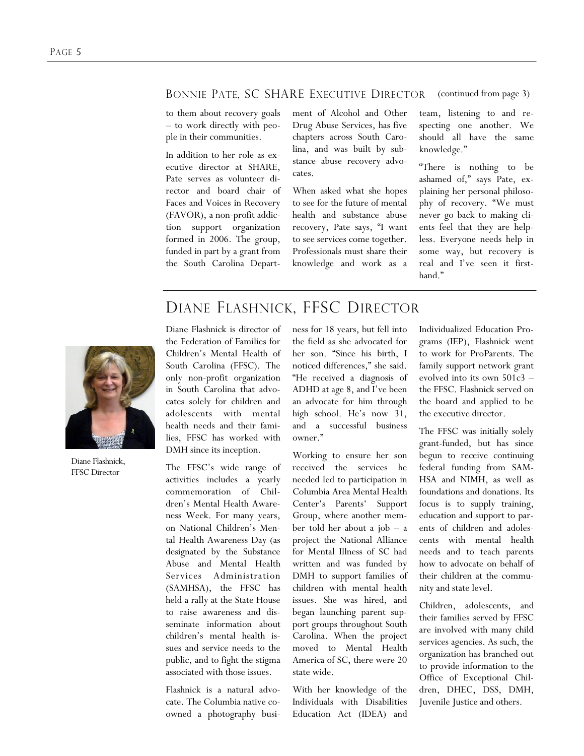## Bonnie Pate, SC SHARE Executive Director (continued from page 3)

to them about recovery goals – to work directly with people in their communities.

In addition to her role as executive director at SHARE, Pate serves as volunteer director and board chair of Faces and Voices in Recovery (FAVOR), a non-profit addiction support organization formed in 2006. The group, funded in part by a grant from the South Carolina Department of Alcohol and Other Drug Abuse Services, has five chapters across South Carolina, and was built by substance abuse recovery advocates.

When asked what she hopes to see for the future of mental health and substance abuse recovery, Pate says, "I want to see services come together. Professionals must share their knowledge and work as a team, listening to and respecting one another. We should all have the same knowledge."

"There is nothing to be ashamed of," says Pate, explaining her personal philosophy of recovery. "We must never go back to making clients feel that they are helpless. Everyone needs help in some way, but recovery is real and I've seen it first-hand."

## Diane Flashnick, FFSC Director

Diane Flashnick, FFSC Director

Diane Flashnick is director of the Federation of Families for Children's Mental Health of South Carolina (FFSC). The only non-profit organization in South Carolina that advocates solely for children and adolescents with mental health needs and their families, FFSC has worked with DMH since its inception.

The FFSC's wide range of activities includes a yearly commemoration of Children's Mental Health Awareness Week. For many years, on National Children's Mental Health Awareness Day (as designated by the Substance Abuse and Mental Health Services Administration (SAMHSA), the FFSC has held a rally at the State House to raise awareness and disseminate information about children's mental health issues and service needs to the public, and to fight the stigma associated with those issues.

Flashnick is a natural advocate. The Columbia native co-owned a photography business for 18 years, but fell into the field as she advocated for her son. "Since his birth, I noticed differences," she said. "He received a diagnosis of ADHD at age 8, and I've been an advocate for him through high school. He's now 31, and a successful business owner."

Working to ensure her son received the services he needed led to participation in Columbia Area Mental Health Center's Parents' Support Group, where another member told her about a job – a project the National Alliance for Mental Illness of SC had written and was funded by DMH to support families of children with mental health issues. She was hired, and began launching parent support groups throughout South Carolina. When the project moved to Mental Health America of SC, there were 20 state wide.

With her knowledge of the Individuals with Disabilities Education Act (IDEA) and Individualized Education Programs (IEP), Flashnick went to work for ProParents. The family support network grant evolved into its own 501c3 – the FFSC. Flashnick served on the board and applied to be the executive director.

The FFSC was initially solely grant-funded, but has since begun to receive continuing federal funding from SAMHSA and NIMH, as well as foundations and donations. Its focus is to supply training, education and support to parents of children and adolescents with mental health needs and to teach parents how to advocate on behalf of their children at the community and state level.

Children, adolescents, and their families served by FFSC are involved with many child services agencies. As such, the organization has branched out to provide information to the Office of Exceptional Children, DHEC, DSS, DMH, Juvenile Justice and others.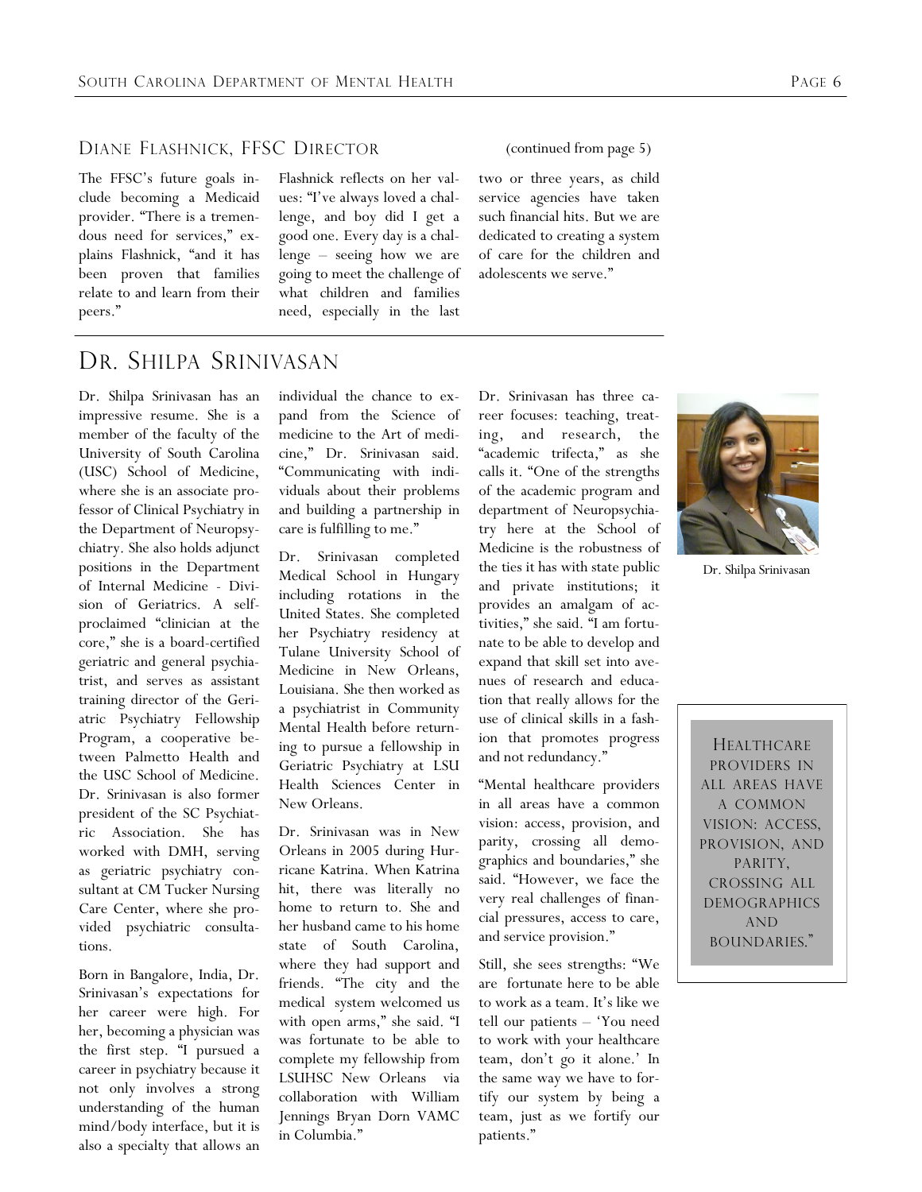## Diane Flashnick, FFSC Director

(continued from page 5)

The FFSC's future goals include becoming a Medicaid provider. "There is a tremendous need for services," explains Flashnick, "and it has been proven that families relate to and learn from their peers."

Flashnick reflects on her values: "I've always loved a challenge, and boy did I get a good one. Every day is a challenge – seeing how we are going to meet the challenge of what children and families need, especially in the last two or three years, as child service agencies have taken such financial hits. But we are dedicated to creating a system of care for the children and adolescents we serve."

# Dr. Shilpa Srinivasan

Dr. Shilpa Srinivasan has an impressive resume. She is a member of the faculty of the University of South Carolina (USC) School of Medicine, where she is an associate professor of Clinical Psychiatry in the Department of Neuropsychiatry. She also holds adjunct positions in the Department of Internal Medicine - Division of Geriatrics. A self-proclaimed "clinician at the core," she is a board-certified geriatric and general psychiatrist, and serves as assistant training director of the Geriatric Psychiatry Fellowship Program, a cooperative between Palmetto Health and the USC School of Medicine. Dr. Srinivasan is also former president of the SC Psychiatric Association. She has worked with DMH, serving as geriatric psychiatry consultant at CM Tucker Nursing Care Center, where she provided psychiatric consultations.

Born in Bangalore, India, Dr. Srinivasan's expectations for her career were high. For her, becoming a physician was the first step. "I pursued a career in psychiatry because it not only involves a strong understanding of the human mind/body interface, but it is also a specialty that allows an individual the chance to expand from the Science of medicine to the Art of medicine," Dr. Srinivasan said. "Communicating with individuals about their problems and building a partnership in care is fulfilling to me."

Dr. Srinivasan completed Medical School in Hungary including rotations in the United States. She completed her Psychiatry residency at Tulane University School of Medicine in New Orleans, Louisiana. She then worked as a psychiatrist in Community Mental Health before returning to pursue a fellowship in Geriatric Psychiatry at LSU Health Sciences Center in New Orleans.

Dr. Srinivasan was in New Orleans in 2005 during Hurricane Katrina. When Katrina hit, there was literally no home to return to. She and her husband came to his home state of South Carolina, where they had support and friends. "The city and the medical system welcomed us with open arms," she said. "I was fortunate to be able to complete my fellowship from LSUHSC New Orleans via collaboration with William Jennings Bryan Dorn VAMC in Columbia."

Dr. Srinivasan has three career focuses: teaching, treating, and research, the "academic trifecta," as she calls it. "One of the strengths of the academic program and department of Neuropsychiatry here at the School of Medicine is the robustness of the ties it has with state public and private institutions; it provides an amalgam of activities," she said. "I am fortunate to be able to develop and expand that skill set into avenues of research and education that really allows for the use of clinical skills in a fashion that promotes progress and not redundancy."

"Mental healthcare providers in all areas have a common vision: access, provision, and parity, crossing all demographics and boundaries," she said. "However, we face the very real challenges of financial pressures, access to care, and service provision."

Still, she sees strengths: "We are fortunate here to be able to work as a team. It's like we tell our patients – 'You need to work with your healthcare team, don't go it alone.' In the same way we have to fortify our system by being a team, just as we fortify our patients."

Dr. Shilpa Srinivasan

> Healthcare providers in all areas have a common vision: access, provision, and parity, crossing all demographics and boundaries."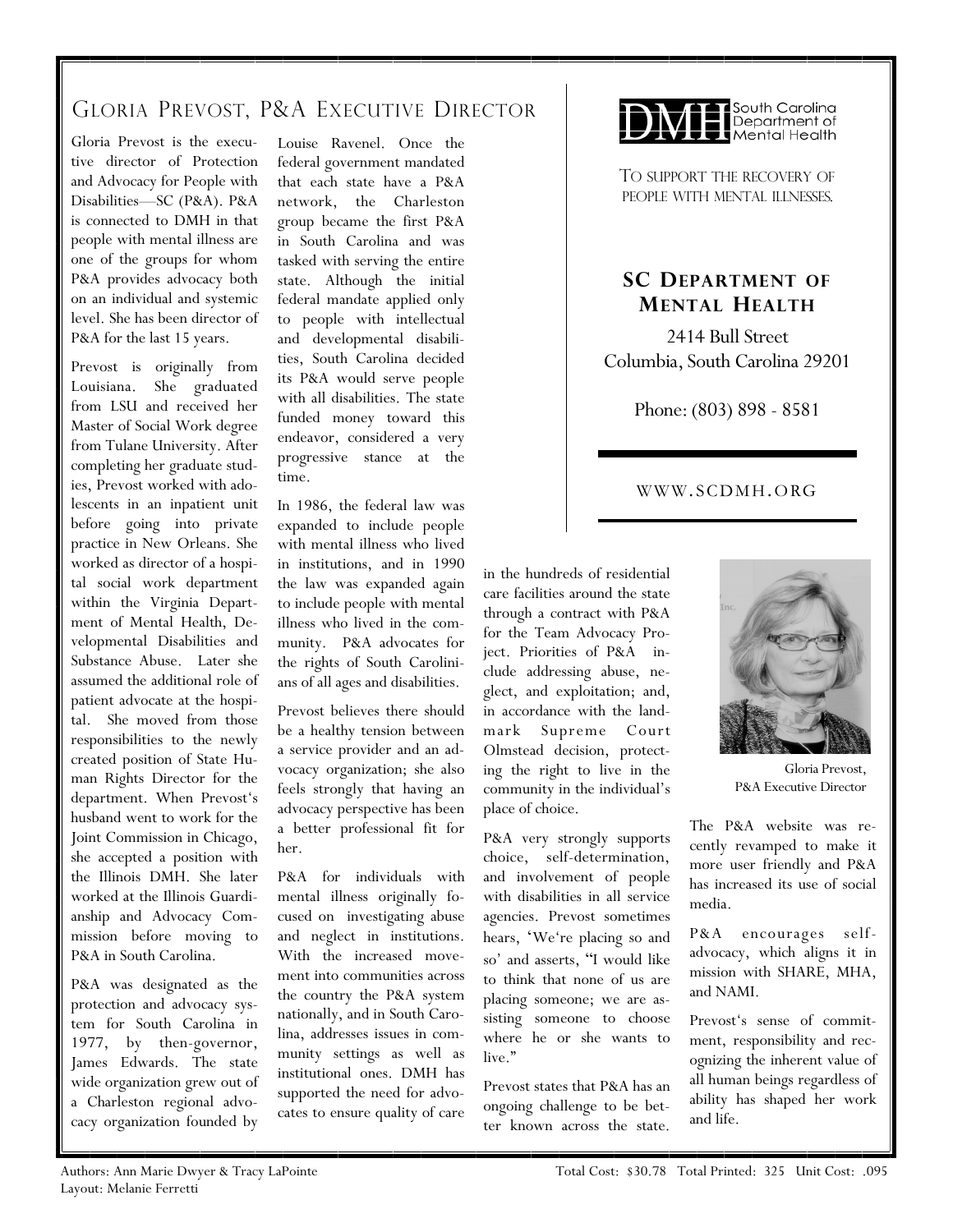## Gloria Prevost, P&A Executive Director

Gloria Prevost is the executive director of Protection and Advocacy for People with Disabilities—SC (P&A). P&A is connected to DMH in that people with mental illness are one of the groups for whom P&A provides advocacy both on an individual and systemic level. She has been director of P&A for the last 15 years.

Prevost is originally from Louisiana. She graduated from LSU and received her Master of Social Work degree from Tulane University. After completing her graduate studies, Prevost worked with adolescents in an inpatient unit before going into private practice in New Orleans. She worked as director of a hospital social work department within the Virginia Department of Mental Health, Developmental Disabilities and Substance Abuse. Later she assumed the additional role of patient advocate at the hospital. She moved from those responsibilities to the newly created position of State Human Rights Director for the department. When Prevost's husband went to work for the Joint Commission in Chicago, she accepted a position with the Illinois DMH. She later worked at the Illinois Guardianship and Advocacy Commission before moving to P&A in South Carolina.

P&A was designated as the protection and advocacy system for South Carolina in 1977, by then-governor, James Edwards. The state wide organization grew out of a Charleston regional advocacy organization founded by Louise Ravenel. Once the federal government mandated that each state have a P&A network, the Charleston group became the first P&A in South Carolina and was tasked with serving the entire state. Although the initial federal mandate applied only to people with intellectual and developmental disabilities, South Carolina decided its P&A would serve people with all disabilities. The state funded money toward this endeavor, considered a very progressive stance at the time.

In 1986, the federal law was expanded to include people with mental illness who lived in institutions, and in 1990 the law was expanded again to include people with mental illness who lived in the community. P&A advocates for the rights of South Carolinians of all ages and disabilities.

Prevost believes there should be a healthy tension between a service provider and an advocacy organization; she also feels strongly that having an advocacy perspective has been a better professional fit for her.

P&A for individuals with mental illness originally focused on investigating abuse and neglect in institutions. With the increased movement into communities across the country the P&A system nationally, and in South Carolina, addresses issues in community settings as well as institutional ones. DMH has supported the need for advocates to ensure quality of care in the hundreds of residential care facilities around the state through a contract with P&A for the Team Advocacy Project. Priorities of P&A include addressing abuse, neglect, and exploitation; and, in accordance with the landmark Supreme Court Olmstead decision, protecting the right to live in the community in the individual's place of choice.

P&A very strongly supports choice, self-determination, and involvement of people with disabilities in all service agencies. Prevost sometimes hears, 'We're placing so and so' and asserts, "I would like to think that none of us are placing someone; we are assisting someone to choose where he or she wants to live."

Prevost states that P&A has an ongoing challenge to be better known across the state.

Gloria Prevost, P&A Executive Director

The P&A website was recently revamped to make it more user friendly and P&A has increased its use of social media.

P&A encourages self-advocacy, which aligns it in mission with SHARE, MHA, and NAMI.

Prevost's sense of commitment, responsibility and recognizing the inherent value of all human beings regardless of ability has shaped her work and life.

---

DMH South Carolina Department of Mental Health

To support the recovery of people with mental illnesses.

**SC Department of Mental Health**

2414 Bull Street
Columbia, South Carolina 29201

Phone: (803) 898 - 8581

WWW.SCDMH.ORG

---

Authors: Ann Marie Dwyer & Tracy LaPointe
Layout: Melanie Ferretti

Total Cost: $30.78 Total Printed: 325 Unit Cost: .095